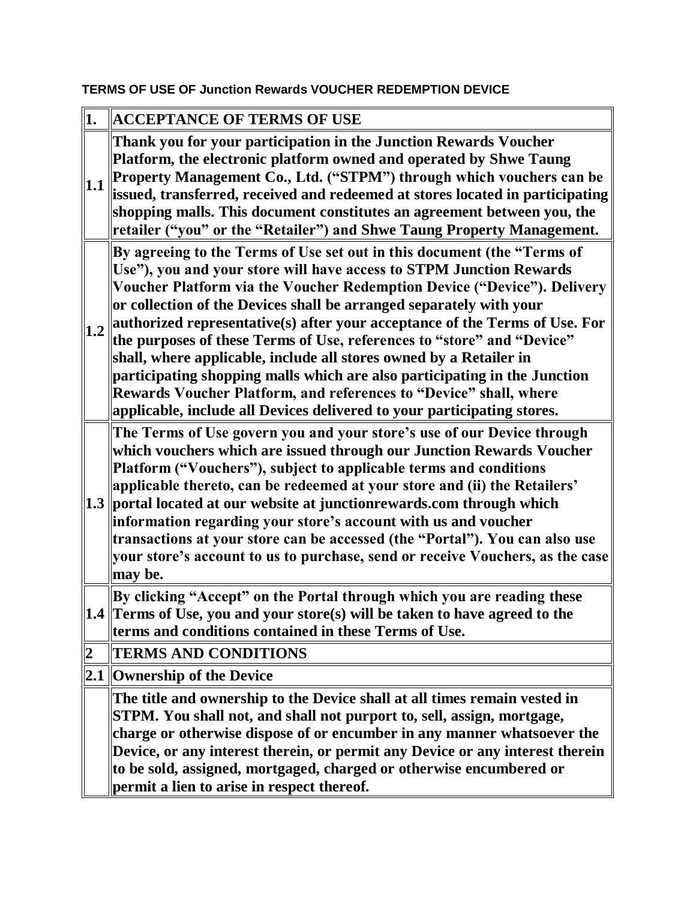**TERMS OF USE OF Junction Rewards VOUCHER REDEMPTION DEVICE**

| | |
|---|---|
| **1.** | **ACCEPTANCE OF TERMS OF USE** |
| **1.1** | **Thank you for your participation in the Junction Rewards Voucher Platform, the electronic platform owned and operated by Shwe Taung Property Management Co., Ltd. ("STPM") through which vouchers can be issued, transferred, received and redeemed at stores located in participating shopping malls. This document constitutes an agreement between you, the retailer ("you" or the "Retailer") and Shwe Taung Property Management.** |
| **1.2** | **By agreeing to the Terms of Use set out in this document (the "Terms of Use"), you and your store will have access to STPM Junction Rewards Voucher Platform via the Voucher Redemption Device ("Device"). Delivery or collection of the Devices shall be arranged separately with your authorized representative(s) after your acceptance of the Terms of Use. For the purposes of these Terms of Use, references to "store" and "Device" shall, where applicable, include all stores owned by a Retailer in participating shopping malls which are also participating in the Junction Rewards Voucher Platform, and references to "Device" shall, where applicable, include all Devices delivered to your participating stores.** |
| **1.3** | **The Terms of Use govern you and your store's use of our Device through which vouchers which are issued through our Junction Rewards Voucher Platform ("Vouchers"), subject to applicable terms and conditions applicable thereto, can be redeemed at your store and (ii) the Retailers' portal located at our website at junctionrewards.com through which information regarding your store's account with us and voucher transactions at your store can be accessed (the "Portal"). You can also use your store's account to us to purchase, send or receive Vouchers, as the case may be.** |
| **1.4** | **By clicking "Accept" on the Portal through which you are reading these Terms of Use, you and your store(s) will be taken to have agreed to the terms and conditions contained in these Terms of Use.** |
| **2** | **TERMS AND CONDITIONS** |
| **2.1** | **Ownership of the Device** |
| | **The title and ownership to the Device shall at all times remain vested in STPM. You shall not, and shall not purport to, sell, assign, mortgage, charge or otherwise dispose of or encumber in any manner whatsoever the Device, or any interest therein, or permit any Device or any interest therein to be sold, assigned, mortgaged, charged or otherwise encumbered or permit a lien to arise in respect thereof.** |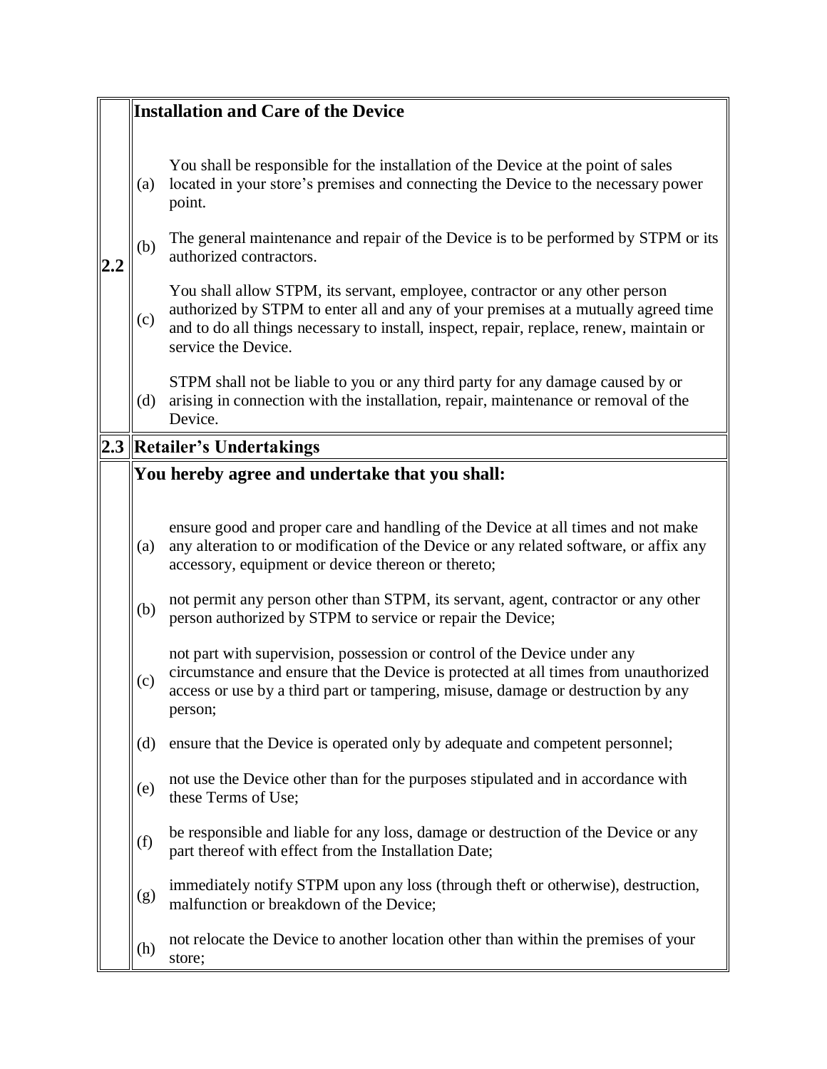| | | |
|---|---|---|
| **2.2** | **Installation and Care of the Device** | |
| | (a) | You shall be responsible for the installation of the Device at the point of sales located in your store's premises and connecting the Device to the necessary power point. |
| | (b) | The general maintenance and repair of the Device is to be performed by STPM or its authorized contractors. |
| | (c) | You shall allow STPM, its servant, employee, contractor or any other person authorized by STPM to enter all and any of your premises at a mutually agreed time and to do all things necessary to install, inspect, repair, replace, renew, maintain or service the Device. |
| | (d) | STPM shall not be liable to you or any third party for any damage caused by or arising in connection with the installation, repair, maintenance or removal of the Device. |
| **2.3** | **Retailer's Undertakings** | |
| | **You hereby agree and undertake that you shall:** | |
| | (a) | ensure good and proper care and handling of the Device at all times and not make any alteration to or modification of the Device or any related software, or affix any accessory, equipment or device thereon or thereto; |
| | (b) | not permit any person other than STPM, its servant, agent, contractor or any other person authorized by STPM to service or repair the Device; |
| | (c) | not part with supervision, possession or control of the Device under any circumstance and ensure that the Device is protected at all times from unauthorized access or use by a third part or tampering, misuse, damage or destruction by any person; |
| | (d) | ensure that the Device is operated only by adequate and competent personnel; |
| | (e) | not use the Device other than for the purposes stipulated and in accordance with these Terms of Use; |
| | (f) | be responsible and liable for any loss, damage or destruction of the Device or any part thereof with effect from the Installation Date; |
| | (g) | immediately notify STPM upon any loss (through theft or otherwise), destruction, malfunction or breakdown of the Device; |
| | (h) | not relocate the Device to another location other than within the premises of your store; |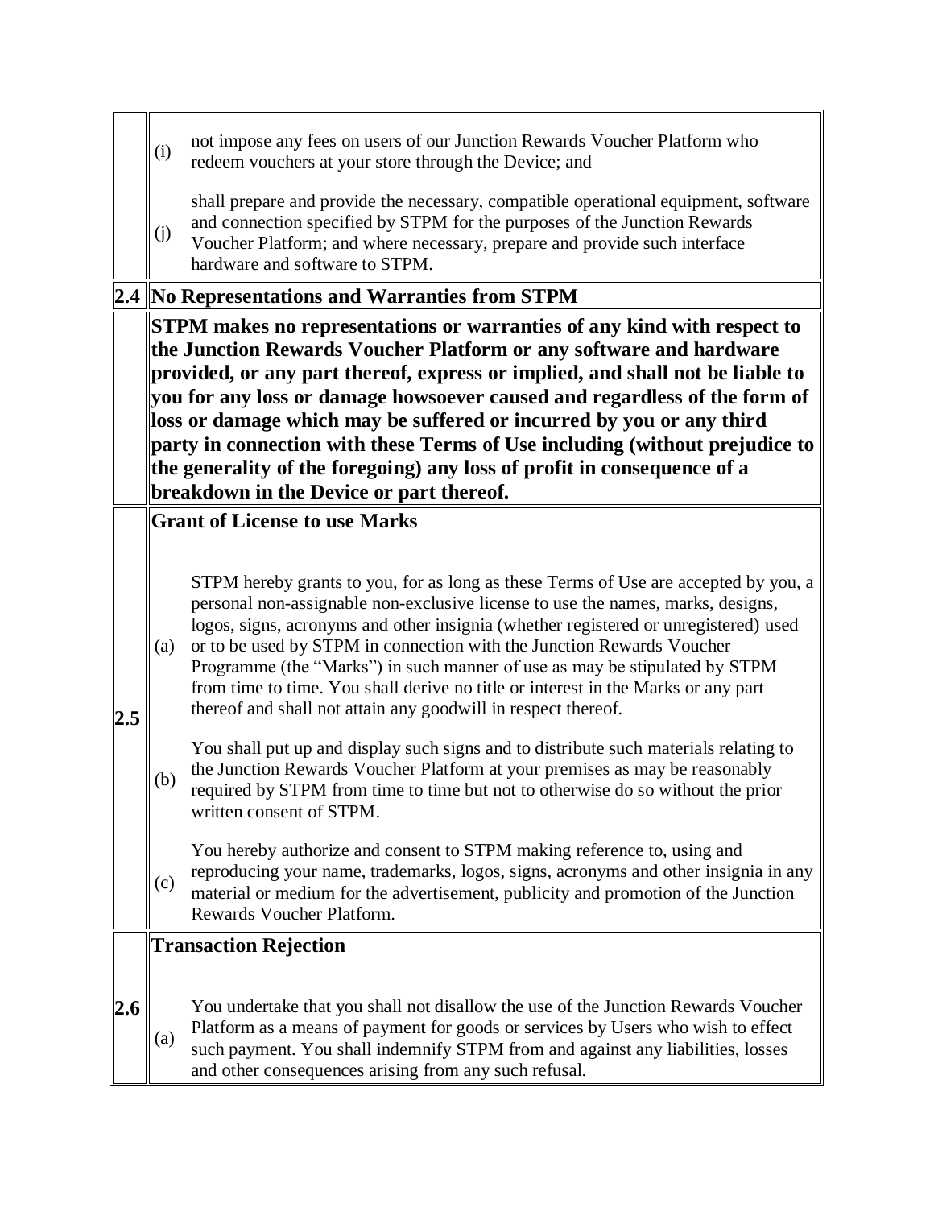| | | |
|---|---|---|
| | (i) | not impose any fees on users of our Junction Rewards Voucher Platform who redeem vouchers at your store through the Device; and |
| | (j) | shall prepare and provide the necessary, compatible operational equipment, software and connection specified by STPM for the purposes of the Junction Rewards Voucher Platform; and where necessary, prepare and provide such interface hardware and software to STPM. |
| **2.4** | **No Representations and Warranties from STPM** | |
| | **STPM makes no representations or warranties of any kind with respect to the Junction Rewards Voucher Platform or any software and hardware provided, or any part thereof, express or implied, and shall not be liable to you for any loss or damage howsoever caused and regardless of the form of loss or damage which may be suffered or incurred by you or any third party in connection with these Terms of Use including (without prejudice to the generality of the foregoing) any loss of profit in consequence of a breakdown in the Device or part thereof.** | |
| **2.5** | **Grant of License to use Marks** | |
| | (a) | STPM hereby grants to you, for as long as these Terms of Use are accepted by you, a personal non-assignable non-exclusive license to use the names, marks, designs, logos, signs, acronyms and other insignia (whether registered or unregistered) used or to be used by STPM in connection with the Junction Rewards Voucher Programme (the "Marks") in such manner of use as may be stipulated by STPM from time to time. You shall derive no title or interest in the Marks or any part thereof and shall not attain any goodwill in respect thereof. |
| | (b) | You shall put up and display such signs and to distribute such materials relating to the Junction Rewards Voucher Platform at your premises as may be reasonably required by STPM from time to time but not to otherwise do so without the prior written consent of STPM. |
| | (c) | You hereby authorize and consent to STPM making reference to, using and reproducing your name, trademarks, logos, signs, acronyms and other insignia in any material or medium for the advertisement, publicity and promotion of the Junction Rewards Voucher Platform. |
| **2.6** | **Transaction Rejection** | |
| | (a) | You undertake that you shall not disallow the use of the Junction Rewards Voucher Platform as a means of payment for goods or services by Users who wish to effect such payment. You shall indemnify STPM from and against any liabilities, losses and other consequences arising from any such refusal. |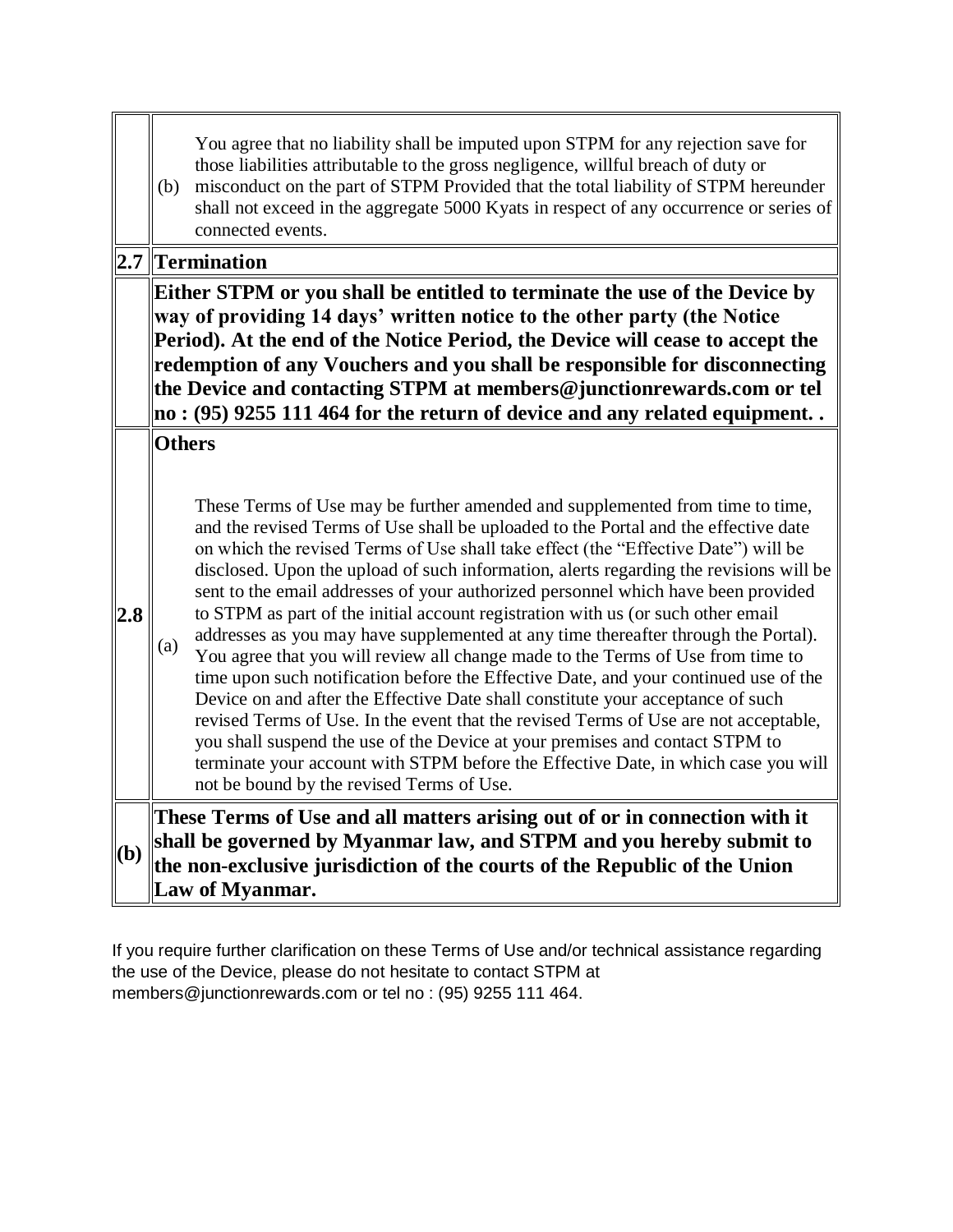| | | |
|---|---|---|
| | (b) | You agree that no liability shall be imputed upon STPM for any rejection save for those liabilities attributable to the gross negligence, willful breach of duty or misconduct on the part of STPM Provided that the total liability of STPM hereunder shall not exceed in the aggregate 5000 Kyats in respect of any occurrence or series of connected events. |
| **2.7** | **Termination** | |
| | **Either STPM or you shall be entitled to terminate the use of the Device by way of providing 14 days' written notice to the other party (the Notice Period). At the end of the Notice Period, the Device will cease to accept the redemption of any Vouchers and you shall be responsible for disconnecting the Device and contacting STPM at members@junctionrewards.com or tel no : (95) 9255 111 464 for the return of device and any related equipment. .** | |
| **2.8** | **Others** | |
| | (a) | These Terms of Use may be further amended and supplemented from time to time, and the revised Terms of Use shall be uploaded to the Portal and the effective date on which the revised Terms of Use shall take effect (the "Effective Date") will be disclosed. Upon the upload of such information, alerts regarding the revisions will be sent to the email addresses of your authorized personnel which have been provided to STPM as part of the initial account registration with us (or such other email addresses as you may have supplemented at any time thereafter through the Portal). You agree that you will review all change made to the Terms of Use from time to time upon such notification before the Effective Date, and your continued use of the Device on and after the Effective Date shall constitute your acceptance of such revised Terms of Use. In the event that the revised Terms of Use are not acceptable, you shall suspend the use of the Device at your premises and contact STPM to terminate your account with STPM before the Effective Date, in which case you will not be bound by the revised Terms of Use. |
| **(b)** | **These Terms of Use and all matters arising out of or in connection with it shall be governed by Myanmar law, and STPM and you hereby submit to the non-exclusive jurisdiction of the courts of the Republic of the Union Law of Myanmar.** | |

If you require further clarification on these Terms of Use and/or technical assistance regarding the use of the Device, please do not hesitate to contact STPM at members@junctionrewards.com or tel no : (95) 9255 111 464.